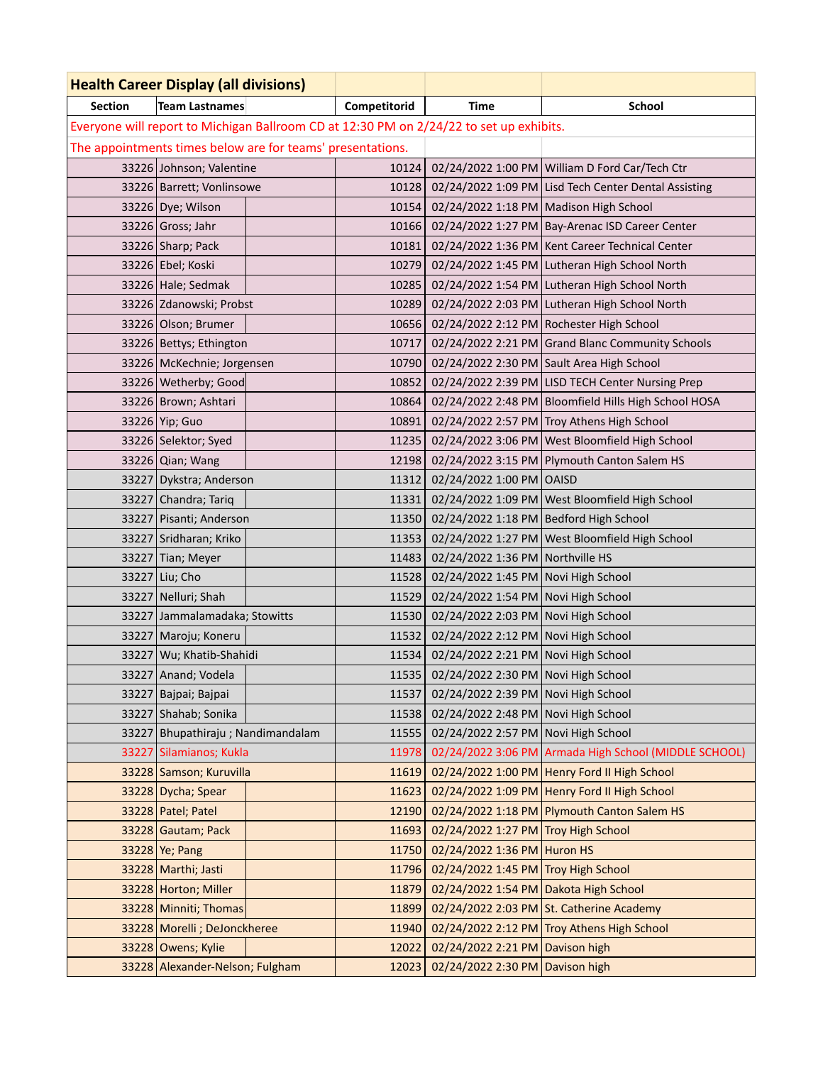| Health Career Display (all divisions) | | | | |
|---|---|---|---|---|
| **Section** | **Team Lastnames** | **Competitorid** | **Time** | **School** |
| Everyone will report to Michigan Ballroom CD at 12:30 PM on 2/24/22 to set up exhibits. | | | | |
| The appointments times below are for teams' presentations. | | | | |
| 33226 | Johnson; Valentine | 10124 | 02/24/2022 1:00 PM | William D Ford Car/Tech Ctr |
| 33226 | Barrett; Vonlinsowe | 10128 | 02/24/2022 1:09 PM | Lisd Tech Center Dental Assisting |
| 33226 | Dye; Wilson | 10154 | 02/24/2022 1:18 PM | Madison High School |
| 33226 | Gross; Jahr | 10166 | 02/24/2022 1:27 PM | Bay-Arenac ISD Career Center |
| 33226 | Sharp; Pack | 10181 | 02/24/2022 1:36 PM | Kent Career Technical Center |
| 33226 | Ebel; Koski | 10279 | 02/24/2022 1:45 PM | Lutheran High School North |
| 33226 | Hale; Sedmak | 10285 | 02/24/2022 1:54 PM | Lutheran High School North |
| 33226 | Zdanowski; Probst | 10289 | 02/24/2022 2:03 PM | Lutheran High School North |
| 33226 | Olson; Brumer | 10656 | 02/24/2022 2:12 PM | Rochester High School |
| 33226 | Bettys; Ethington | 10717 | 02/24/2022 2:21 PM | Grand Blanc Community Schools |
| 33226 | McKechnie; Jorgensen | 10790 | 02/24/2022 2:30 PM | Sault Area High School |
| 33226 | Wetherby; Good | 10852 | 02/24/2022 2:39 PM | LISD TECH Center Nursing Prep |
| 33226 | Brown; Ashtari | 10864 | 02/24/2022 2:48 PM | Bloomfield Hills High School HOSA |
| 33226 | Yip; Guo | 10891 | 02/24/2022 2:57 PM | Troy Athens High School |
| 33226 | Selektor; Syed | 11235 | 02/24/2022 3:06 PM | West Bloomfield High School |
| 33226 | Qian; Wang | 12198 | 02/24/2022 3:15 PM | Plymouth Canton Salem HS |
| 33227 | Dykstra; Anderson | 11312 | 02/24/2022 1:00 PM | OAISD |
| 33227 | Chandra; Tariq | 11331 | 02/24/2022 1:09 PM | West Bloomfield High School |
| 33227 | Pisanti; Anderson | 11350 | 02/24/2022 1:18 PM | Bedford High School |
| 33227 | Sridharan; Kriko | 11353 | 02/24/2022 1:27 PM | West Bloomfield High School |
| 33227 | Tian; Meyer | 11483 | 02/24/2022 1:36 PM | Northville HS |
| 33227 | Liu; Cho | 11528 | 02/24/2022 1:45 PM | Novi High School |
| 33227 | Nelluri; Shah | 11529 | 02/24/2022 1:54 PM | Novi High School |
| 33227 | Jammalamadaka; Stowitts | 11530 | 02/24/2022 2:03 PM | Novi High School |
| 33227 | Maroju; Koneru | 11532 | 02/24/2022 2:12 PM | Novi High School |
| 33227 | Wu; Khatib-Shahidi | 11534 | 02/24/2022 2:21 PM | Novi High School |
| 33227 | Anand; Vodela | 11535 | 02/24/2022 2:30 PM | Novi High School |
| 33227 | Bajpai; Bajpai | 11537 | 02/24/2022 2:39 PM | Novi High School |
| 33227 | Shahab; Sonika | 11538 | 02/24/2022 2:48 PM | Novi High School |
| 33227 | Bhupathiraju ; Nandimandalam | 11555 | 02/24/2022 2:57 PM | Novi High School |
| 33227 | Silamianos; Kukla | 11978 | 02/24/2022 3:06 PM | Armada High School (MIDDLE SCHOOL) |
| 33228 | Samson; Kuruvilla | 11619 | 02/24/2022 1:00 PM | Henry Ford II High School |
| 33228 | Dycha; Spear | 11623 | 02/24/2022 1:09 PM | Henry Ford II High School |
| 33228 | Patel; Patel | 12190 | 02/24/2022 1:18 PM | Plymouth Canton Salem HS |
| 33228 | Gautam; Pack | 11693 | 02/24/2022 1:27 PM | Troy High School |
| 33228 | Ye; Pang | 11750 | 02/24/2022 1:36 PM | Huron HS |
| 33228 | Marthi; Jasti | 11796 | 02/24/2022 1:45 PM | Troy High School |
| 33228 | Horton; Miller | 11879 | 02/24/2022 1:54 PM | Dakota High School |
| 33228 | Minniti; Thomas | 11899 | 02/24/2022 2:03 PM | St. Catherine Academy |
| 33228 | Morelli ; DeJonckheree | 11940 | 02/24/2022 2:12 PM | Troy Athens High School |
| 33228 | Owens; Kylie | 12022 | 02/24/2022 2:21 PM | Davison high |
| 33228 | Alexander-Nelson; Fulgham | 12023 | 02/24/2022 2:30 PM | Davison high |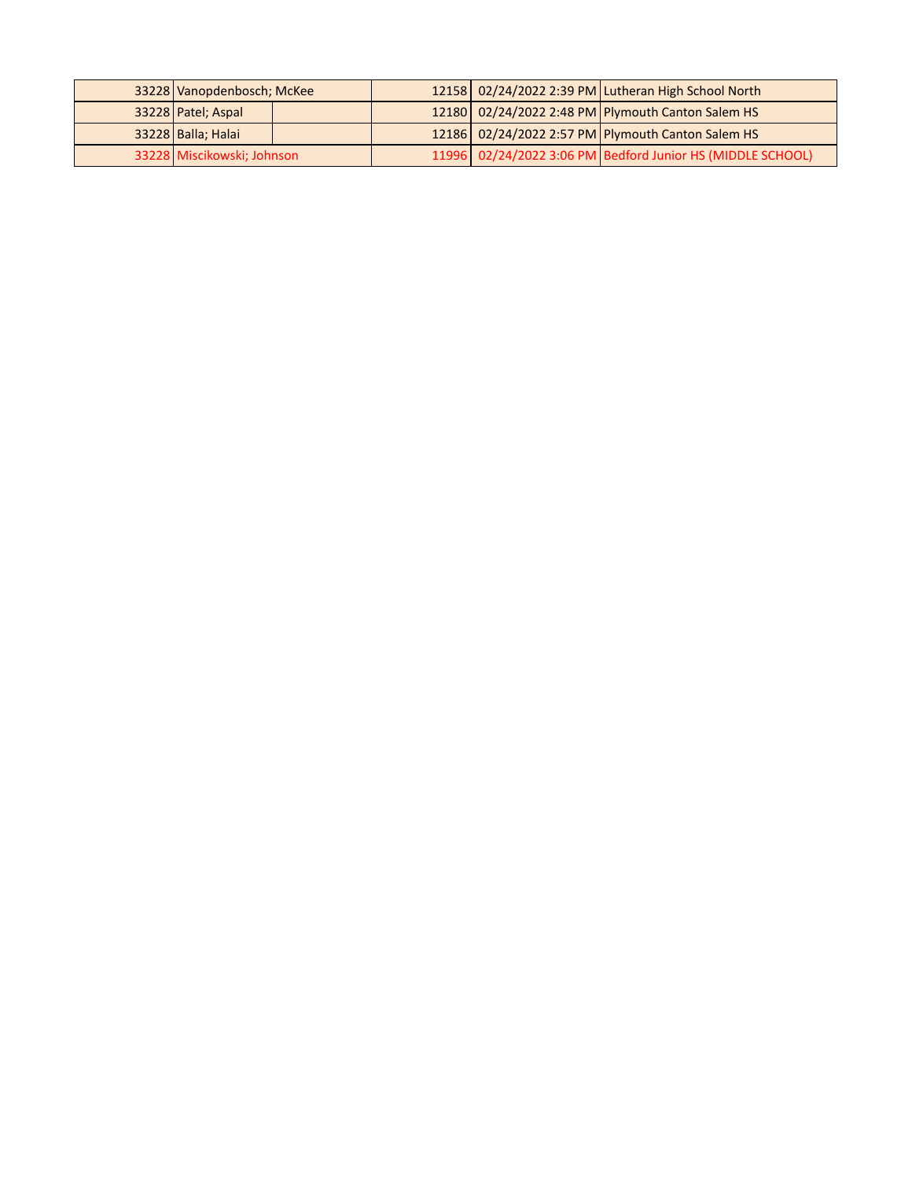| | | | | | |
|---|---|---|---|---|---|
| 33228 | Vanopdenbosch; McKee | | 12158 | 02/24/2022 2:39 PM | Lutheran High School North |
| 33228 | Patel; Aspal | | 12180 | 02/24/2022 2:48 PM | Plymouth Canton Salem HS |
| 33228 | Balla; Halai | | 12186 | 02/24/2022 2:57 PM | Plymouth Canton Salem HS |
| 33228 | Miscikowski; Johnson | | 11996 | 02/24/2022 3:06 PM | Bedford Junior HS (MIDDLE SCHOOL) |